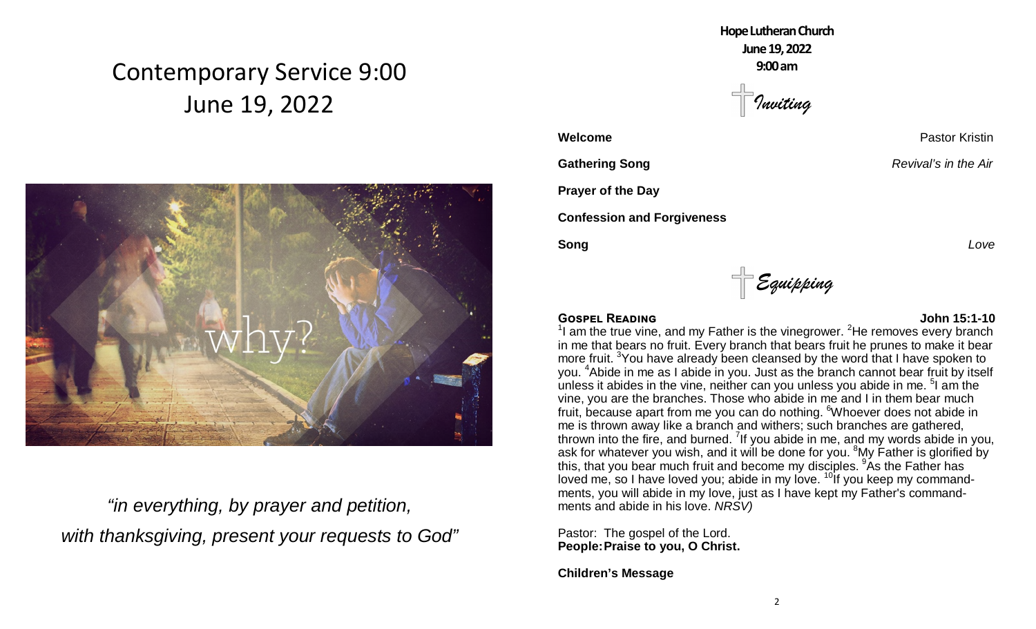# Contemporary Service 9:00
## June 19, 2022

why?

*"in everything, by prayer and petition, with thanksgiving, present your requests to God"*

**Hope Lutheran Church**
**June 19, 2022**
**9:00 am**

*Inviting*

**Welcome** — Pastor Kristin

**Gathering Song** — *Revival's in the Air*

**Prayer of the Day**

**Confession and Forgiveness**

**Song** — *Love*

*Equipping*

**GOSPEL READING** — **John 15:1-10**

[1]I am the true vine, and my Father is the vinegrower. [2]He removes every branch in me that bears no fruit. Every branch that bears fruit he prunes to make it bear more fruit. [3]You have already been cleansed by the word that I have spoken to you. [4]Abide in me as I abide in you. Just as the branch cannot bear fruit by itself unless it abides in the vine, neither can you unless you abide in me. [5]I am the vine, you are the branches. Those who abide in me and I in them bear much fruit, because apart from me you can do nothing. [6]Whoever does not abide in me is thrown away like a branch and withers; such branches are gathered, thrown into the fire, and burned. [7]If you abide in me, and my words abide in you, ask for whatever you wish, and it will be done for you. [8]My Father is glorified by this, that you bear much fruit and become my disciples. [9]As the Father has loved me, so I have loved you; abide in my love. [10]If you keep my commandments, you will abide in my love, just as I have kept my Father's commandments and abide in his love. *NRSV)*

Pastor: The gospel of the Lord.
**People: Praise to you, O Christ.**

**Children's Message**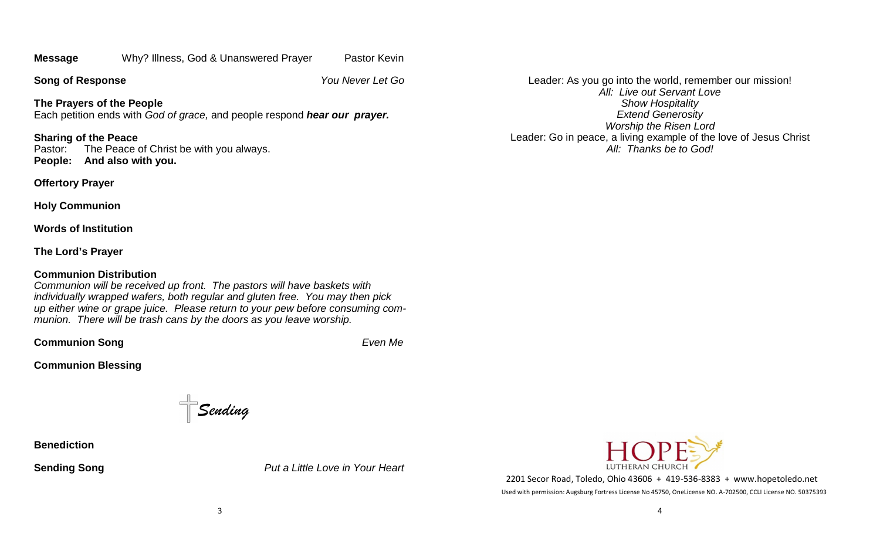**Message** Why? Illness, God & Unanswered Prayer Pastor Kevin

**Song of Response** *You Never Let Go*

**The Prayers of the People**
Each petition ends with *God of grace,* and people respond ***hear our prayer.***

**Sharing of the Peace**
Pastor: The Peace of Christ be with you always.
**People: And also with you.**

**Offertory Prayer**

**Holy Communion**

**Words of Institution**

**The Lord's Prayer**

**Communion Distribution**
*Communion will be received up front. The pastors will have baskets with individually wrapped wafers, both regular and gluten free. You may then pick up either wine or grape juice. Please return to your pew before consuming communion. There will be trash cans by the doors as you leave worship.*

**Communion Song** *Even Me*

**Communion Blessing**

## *Sending*

**Benediction**

**Sending Song** *Put a Little Love in Your Heart*

Leader: As you go into the world, remember our mission!
*All: Live out Servant Love*
*Show Hospitality*
*Extend Generosity*
*Worship the Risen Lord*
Leader: Go in peace, a living example of the love of Jesus Christ
*All: Thanks be to God!*

HOPE LUTHERAN CHURCH

2201 Secor Road, Toledo, Ohio 43606 + 419-536-8383 + www.hopetoledo.net

Used with permission: Augsburg Fortress License No 45750, OneLicense NO. A-702500, CCLI License NO. 50375393